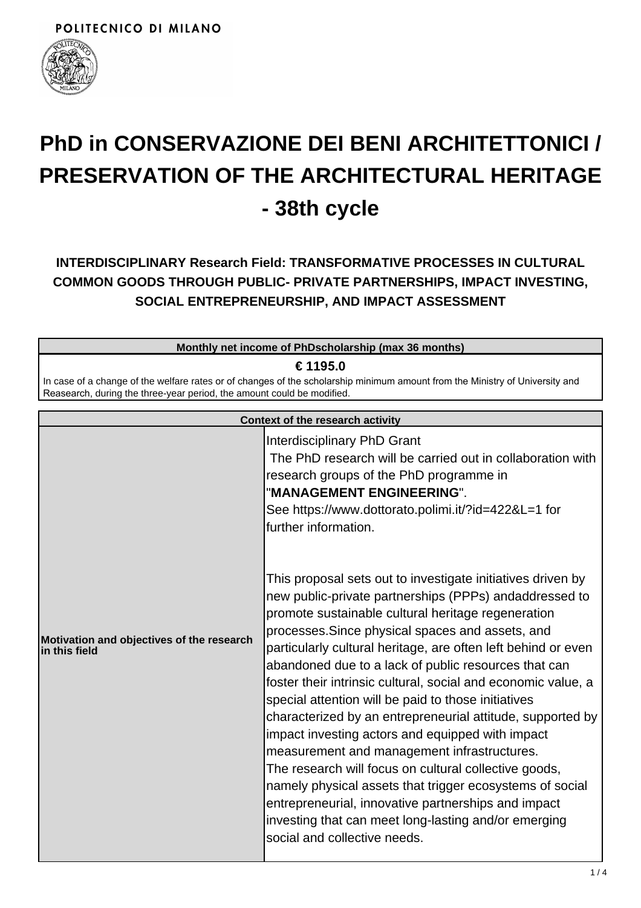POLITECNICO DI MILANO

# PhD in CONSERVAZIONE DEI BENI ARCHITETTONICI / PRESERVATION OF THE ARCHITECTURAL HERITAGE - 38th cycle

### INTERDISCIPLINARY Research Field: TRANSFORMATIVE PROCESSES IN CULTURAL COMMON GOODS THROUGH PUBLIC- PRIVATE PARTNERSHIPS, IMPACT INVESTING, SOCIAL ENTREPRENEURSHIP, AND IMPACT ASSESSMENT

| Monthly net income of PhDscholarship (max 36 months) |
| --- |
| **€ 1195.0**<br>In case of a change of the welfare rates or of changes of the scholarship minimum amount from the Ministry of University and Reasearch, during the three-year period, the amount could be modified. |

| Context of the research activity | |
| --- | --- |
| **Motivation and objectives of the research in this field** | Interdisciplinary PhD Grant<br>The PhD research will be carried out in collaboration with research groups of the PhD programme in "**MANAGEMENT ENGINEERING**".<br>See https://www.dottorato.polimi.it/?id=422&L=1 for further information.<br><br>This proposal sets out to investigate initiatives driven by new public-private partnerships (PPPs) andaddressed to promote sustainable cultural heritage regeneration processes.Since physical spaces and assets, and particularly cultural heritage, are often left behind or even abandoned due to a lack of public resources that can foster their intrinsic cultural, social and economic value, a special attention will be paid to those initiatives characterized by an entrepreneurial attitude, supported by impact investing actors and equipped with impact measurement and management infrastructures.<br>The research will focus on cultural collective goods, namely physical assets that trigger ecosystems of social entrepreneurial, innovative partnerships and impact investing that can meet long-lasting and/or emerging social and collective needs. |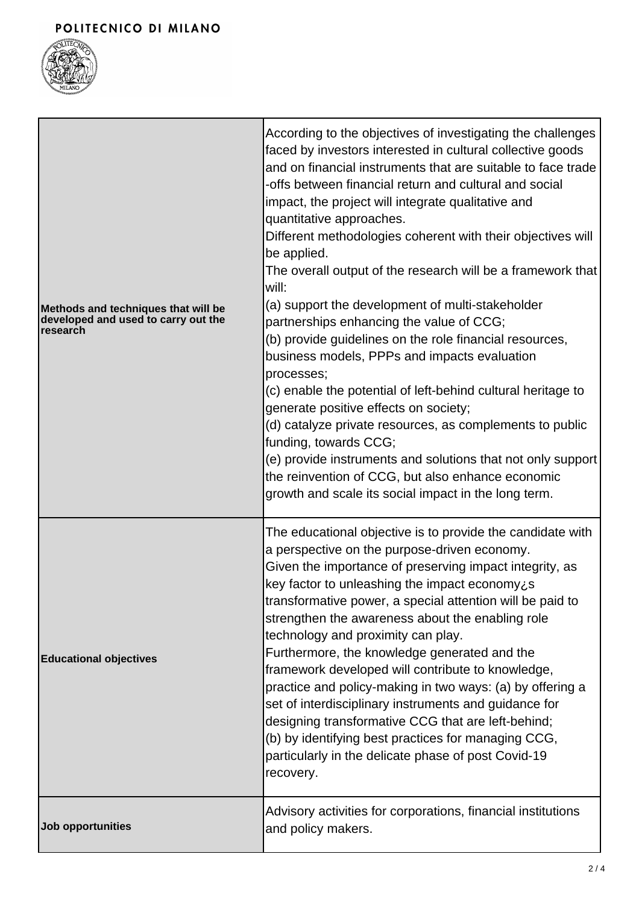| | |
|---|---|
| **Methods and techniques that will be developed and used to carry out the research** | According to the objectives of investigating the challenges faced by investors interested in cultural collective goods and on financial instruments that are suitable to face trade-offs between financial return and cultural and social impact, the project will integrate qualitative and quantitative approaches.<br>Different methodologies coherent with their objectives will be applied.<br>The overall output of the research will be a framework that will:<br>(a) support the development of multi-stakeholder partnerships enhancing the value of CCG;<br>(b) provide guidelines on the role financial resources, business models, PPPs and impacts evaluation processes;<br>(c) enable the potential of left-behind cultural heritage to generate positive effects on society;<br>(d) catalyze private resources, as complements to public funding, towards CCG;<br>(e) provide instruments and solutions that not only support the reinvention of CCG, but also enhance economic growth and scale its social impact in the long term. |
| **Educational objectives** | The educational objective is to provide the candidate with a perspective on the purpose-driven economy.<br>Given the importance of preserving impact integrity, as key factor to unleashing the impact economy¿s transformative power, a special attention will be paid to strengthen the awareness about the enabling role technology and proximity can play.<br>Furthermore, the knowledge generated and the framework developed will contribute to knowledge, practice and policy-making in two ways: (a) by offering a set of interdisciplinary instruments and guidance for designing transformative CCG that are left-behind;<br>(b) by identifying best practices for managing CCG, particularly in the delicate phase of post Covid-19 recovery. |
| **Job opportunities** | Advisory activities for corporations, financial institutions and policy makers. |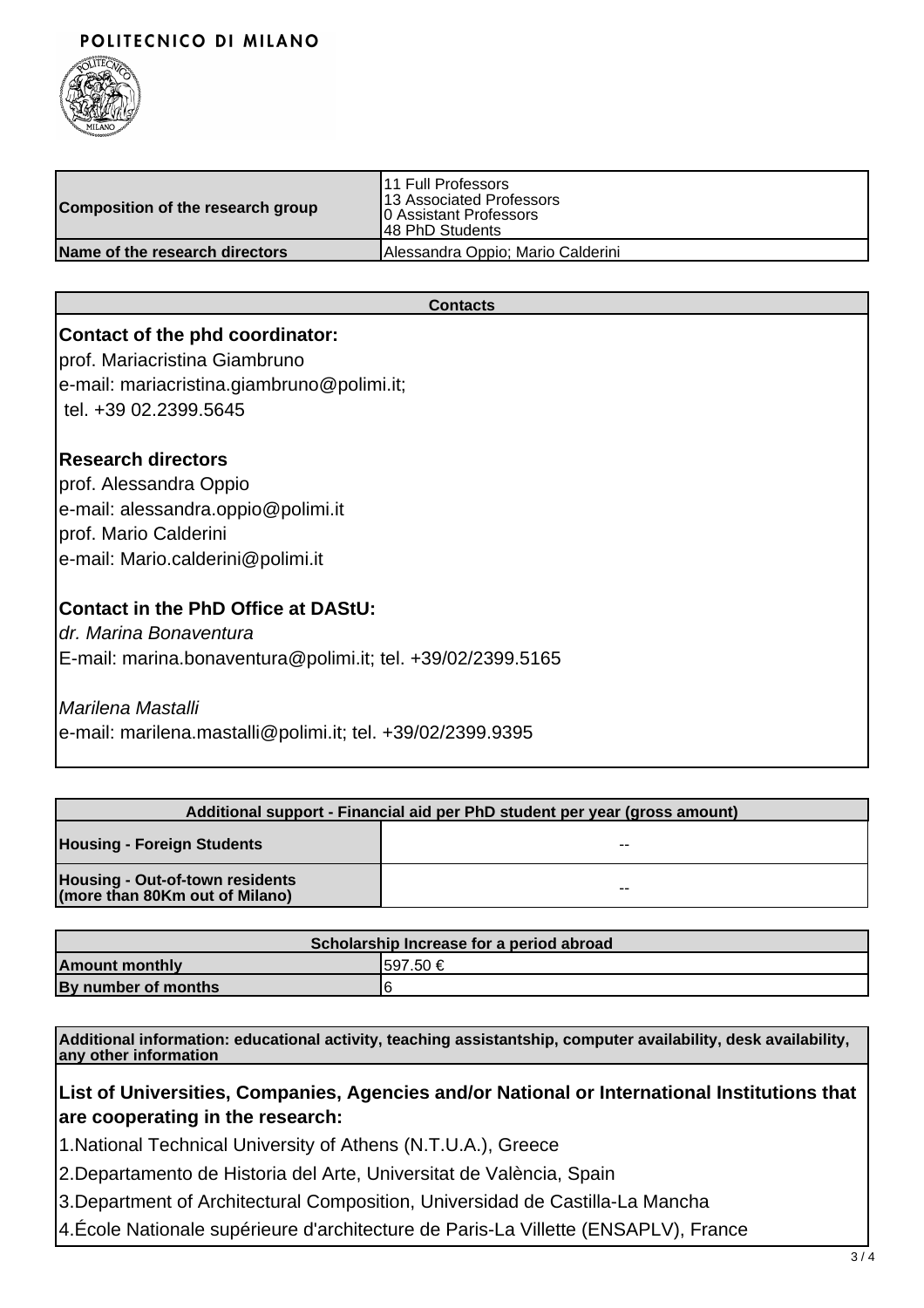POLITECNICO DI MILANO

| Composition of the research group | 11 Full Professors<br>13 Associated Professors<br>0 Assistant Professors<br>48 PhD Students |
|---|---|
| Name of the research directors | Alessandra Oppio; Mario Calderini |

| Contacts |
|---|
| **Contact of the phd coordinator:**<br>prof. Mariacristina Giambruno<br>e-mail: mariacristina.giambruno@polimi.it;<br>tel. +39 02.2399.5645<br><br>**Research directors**<br>prof. Alessandra Oppio<br>e-mail: alessandra.oppio@polimi.it<br>prof. Mario Calderini<br>e-mail: Mario.calderini@polimi.it<br><br>**Contact in the PhD Office at DAStU:**<br>*dr. Marina Bonaventura*<br>E-mail: marina.bonaventura@polimi.it; tel. +39/02/2399.5165<br><br>*Marilena Mastalli*<br>e-mail: marilena.mastalli@polimi.it; tel. +39/02/2399.9395 |

| Additional support - Financial aid per PhD student per year (gross amount) | |
|---|---|
| Housing - Foreign Students | -- |
| Housing - Out-of-town residents (more than 80Km out of Milano) | -- |

| Scholarship Increase for a period abroad | |
|---|---|
| Amount monthly | 597.50 € |
| By number of months | 6 |

**Additional information: educational activity, teaching assistantship, computer availability, desk availability, any other information**

### List of Universities, Companies, Agencies and/or National or International Institutions that are cooperating in the research:

1.National Technical University of Athens (N.T.U.A.), Greece

2.Departamento de Historia del Arte, Universitat de València, Spain

3.Department of Architectural Composition, Universidad de Castilla-La Mancha

4.École Nationale supérieure d'architecture de Paris-La Villette (ENSAPLV), France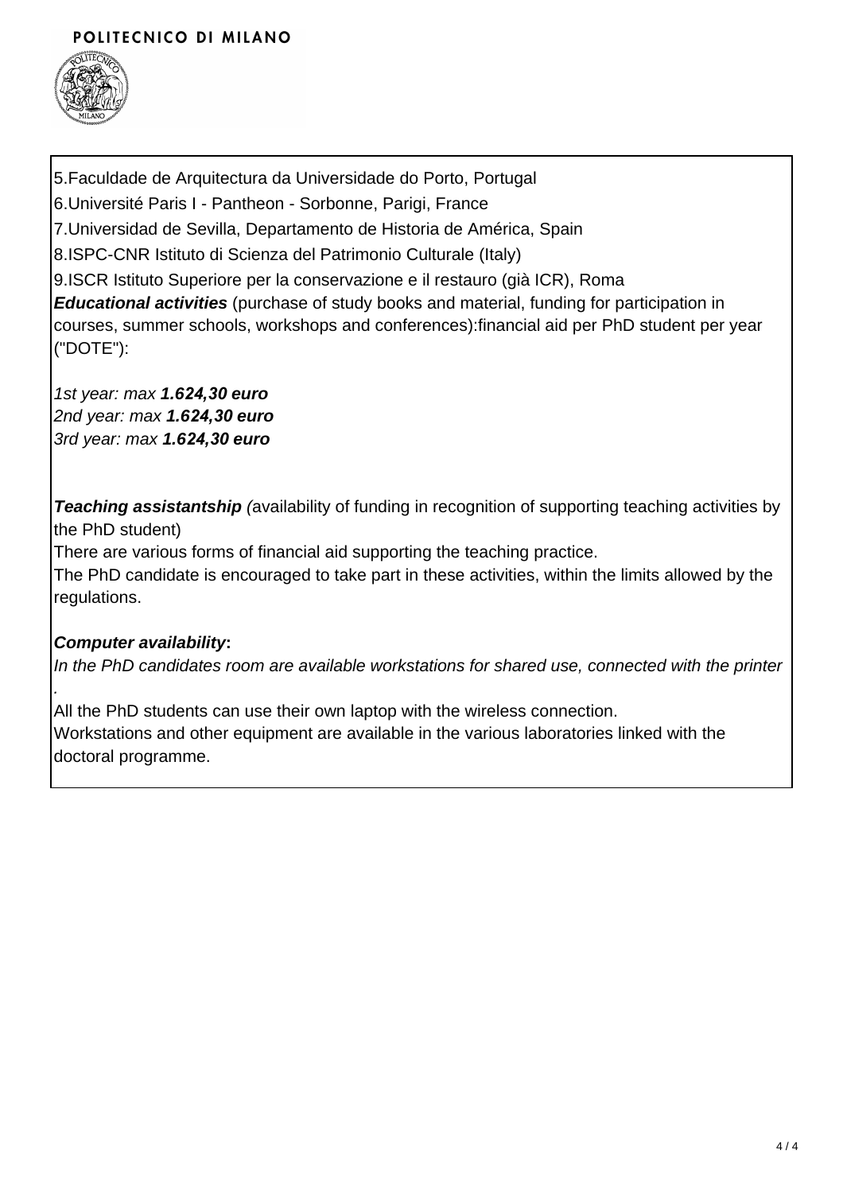5.Faculdade de Arquitectura da Universidade do Porto, Portugal
6.Université Paris I - Pantheon - Sorbonne, Parigi, France
7.Universidad de Sevilla, Departamento de Historia de América, Spain
8.ISPC-CNR Istituto di Scienza del Patrimonio Culturale (Italy)
9.ISCR Istituto Superiore per la conservazione e il restauro (già ICR), Roma

***Educational activities*** (purchase of study books and material, funding for participation in courses, summer schools, workshops and conferences):financial aid per PhD student per year ("DOTE"):

*1st year: max **1.624,30 euro***
*2nd year: max **1.624,30 euro***
*3rd year: max **1.624,30 euro***

***Teaching assistantship*** *(*availability of funding in recognition of supporting teaching activities by the PhD student)
There are various forms of financial aid supporting the teaching practice.
The PhD candidate is encouraged to take part in these activities, within the limits allowed by the regulations.

***Computer availability*:**
*In the PhD candidates room are available workstations for shared use, connected with the printer .*
All the PhD students can use their own laptop with the wireless connection.
Workstations and other equipment are available in the various laboratories linked with the doctoral programme.